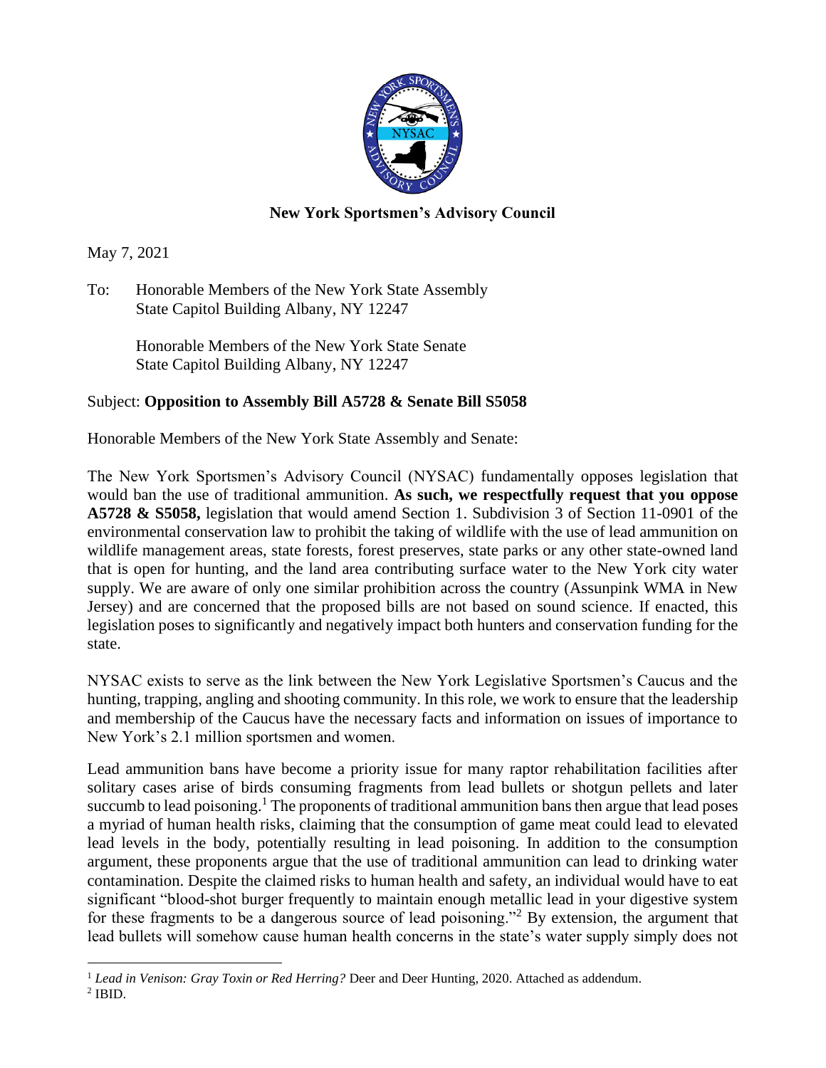**New York Sportsmen's Advisory Council**

May 7, 2021

To: Honorable Members of the New York State Assembly
State Capitol Building Albany, NY 12247

Honorable Members of the New York State Senate
State Capitol Building Albany, NY 12247

Subject: **Opposition to Assembly Bill A5728 & Senate Bill S5058**

Honorable Members of the New York State Assembly and Senate:

The New York Sportsmen's Advisory Council (NYSAC) fundamentally opposes legislation that would ban the use of traditional ammunition. **As such, we respectfully request that you oppose A5728 & S5058,** legislation that would amend Section 1. Subdivision 3 of Section 11-0901 of the environmental conservation law to prohibit the taking of wildlife with the use of lead ammunition on wildlife management areas, state forests, forest preserves, state parks or any other state-owned land that is open for hunting, and the land area contributing surface water to the New York city water supply. We are aware of only one similar prohibition across the country (Assunpink WMA in New Jersey) and are concerned that the proposed bills are not based on sound science. If enacted, this legislation poses to significantly and negatively impact both hunters and conservation funding for the state.

NYSAC exists to serve as the link between the New York Legislative Sportsmen's Caucus and the hunting, trapping, angling and shooting community. In this role, we work to ensure that the leadership and membership of the Caucus have the necessary facts and information on issues of importance to New York's 2.1 million sportsmen and women.

Lead ammunition bans have become a priority issue for many raptor rehabilitation facilities after solitary cases arise of birds consuming fragments from lead bullets or shotgun pellets and later succumb to lead poisoning.[1] The proponents of traditional ammunition bans then argue that lead poses a myriad of human health risks, claiming that the consumption of game meat could lead to elevated lead levels in the body, potentially resulting in lead poisoning. In addition to the consumption argument, these proponents argue that the use of traditional ammunition can lead to drinking water contamination. Despite the claimed risks to human health and safety, an individual would have to eat significant "blood-shot burger frequently to maintain enough metallic lead in your digestive system for these fragments to be a dangerous source of lead poisoning."[2] By extension, the argument that lead bullets will somehow cause human health concerns in the state's water supply simply does not

---

[1] *Lead in Venison: Gray Toxin or Red Herring?* Deer and Deer Hunting, 2020. Attached as addendum.

[2] IBID.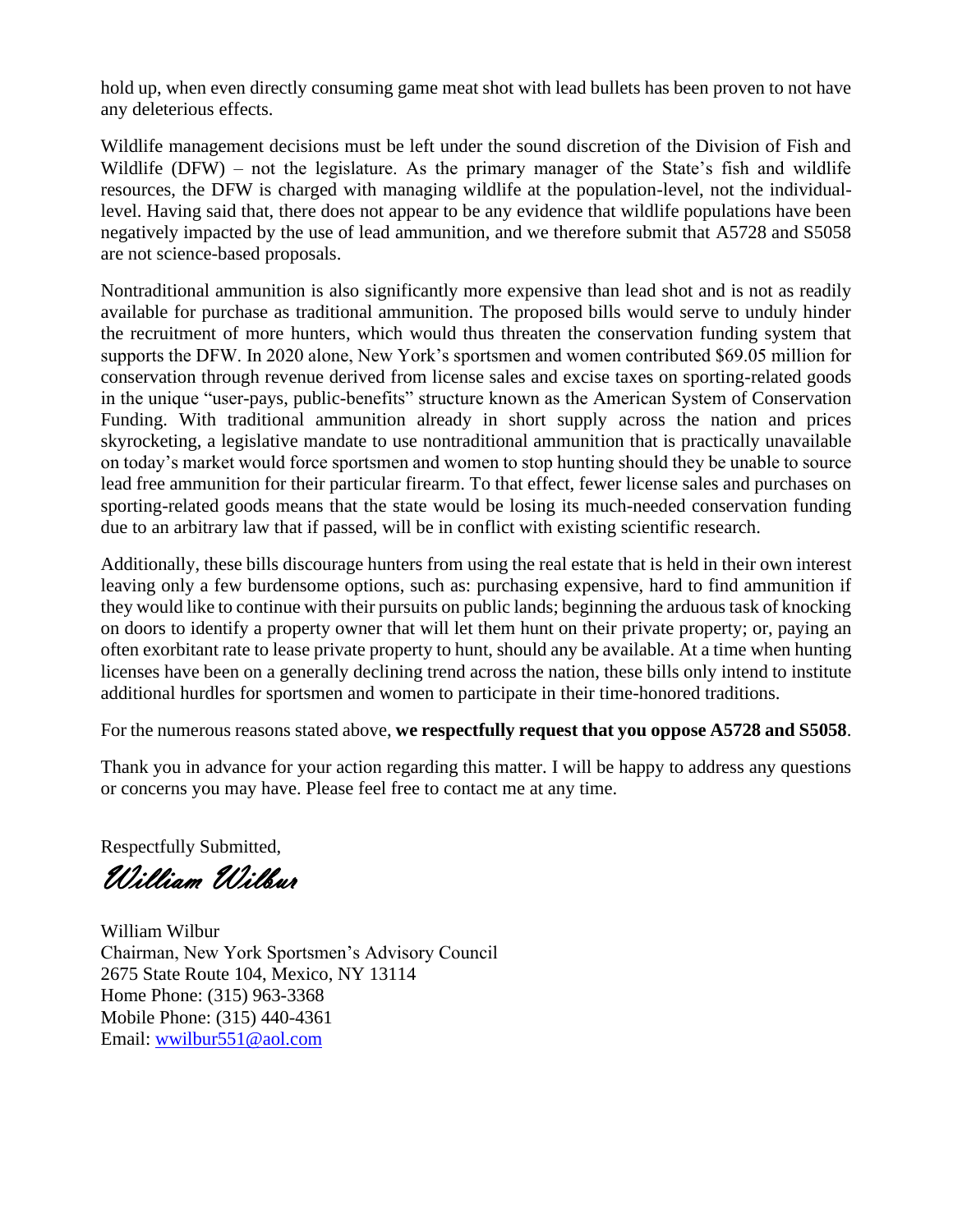hold up, when even directly consuming game meat shot with lead bullets has been proven to not have any deleterious effects.

Wildlife management decisions must be left under the sound discretion of the Division of Fish and Wildlife (DFW) – not the legislature. As the primary manager of the State's fish and wildlife resources, the DFW is charged with managing wildlife at the population-level, not the individual-level. Having said that, there does not appear to be any evidence that wildlife populations have been negatively impacted by the use of lead ammunition, and we therefore submit that A5728 and S5058 are not science-based proposals.

Nontraditional ammunition is also significantly more expensive than lead shot and is not as readily available for purchase as traditional ammunition. The proposed bills would serve to unduly hinder the recruitment of more hunters, which would thus threaten the conservation funding system that supports the DFW. In 2020 alone, New York's sportsmen and women contributed $69.05 million for conservation through revenue derived from license sales and excise taxes on sporting-related goods in the unique "user-pays, public-benefits" structure known as the American System of Conservation Funding. With traditional ammunition already in short supply across the nation and prices skyrocketing, a legislative mandate to use nontraditional ammunition that is practically unavailable on today's market would force sportsmen and women to stop hunting should they be unable to source lead free ammunition for their particular firearm. To that effect, fewer license sales and purchases on sporting-related goods means that the state would be losing its much-needed conservation funding due to an arbitrary law that if passed, will be in conflict with existing scientific research.

Additionally, these bills discourage hunters from using the real estate that is held in their own interest leaving only a few burdensome options, such as: purchasing expensive, hard to find ammunition if they would like to continue with their pursuits on public lands; beginning the arduous task of knocking on doors to identify a property owner that will let them hunt on their private property; or, paying an often exorbitant rate to lease private property to hunt, should any be available. At a time when hunting licenses have been on a generally declining trend across the nation, these bills only intend to institute additional hurdles for sportsmen and women to participate in their time-honored traditions.

For the numerous reasons stated above, **we respectfully request that you oppose A5728 and S5058**.

Thank you in advance for your action regarding this matter. I will be happy to address any questions or concerns you may have. Please feel free to contact me at any time.

Respectfully Submitted,

*William Wilbur*

William Wilbur
Chairman, New York Sportsmen's Advisory Council
2675 State Route 104, Mexico, NY 13114
Home Phone: (315) 963-3368
Mobile Phone: (315) 440-4361
Email: wwilbur551@aol.com